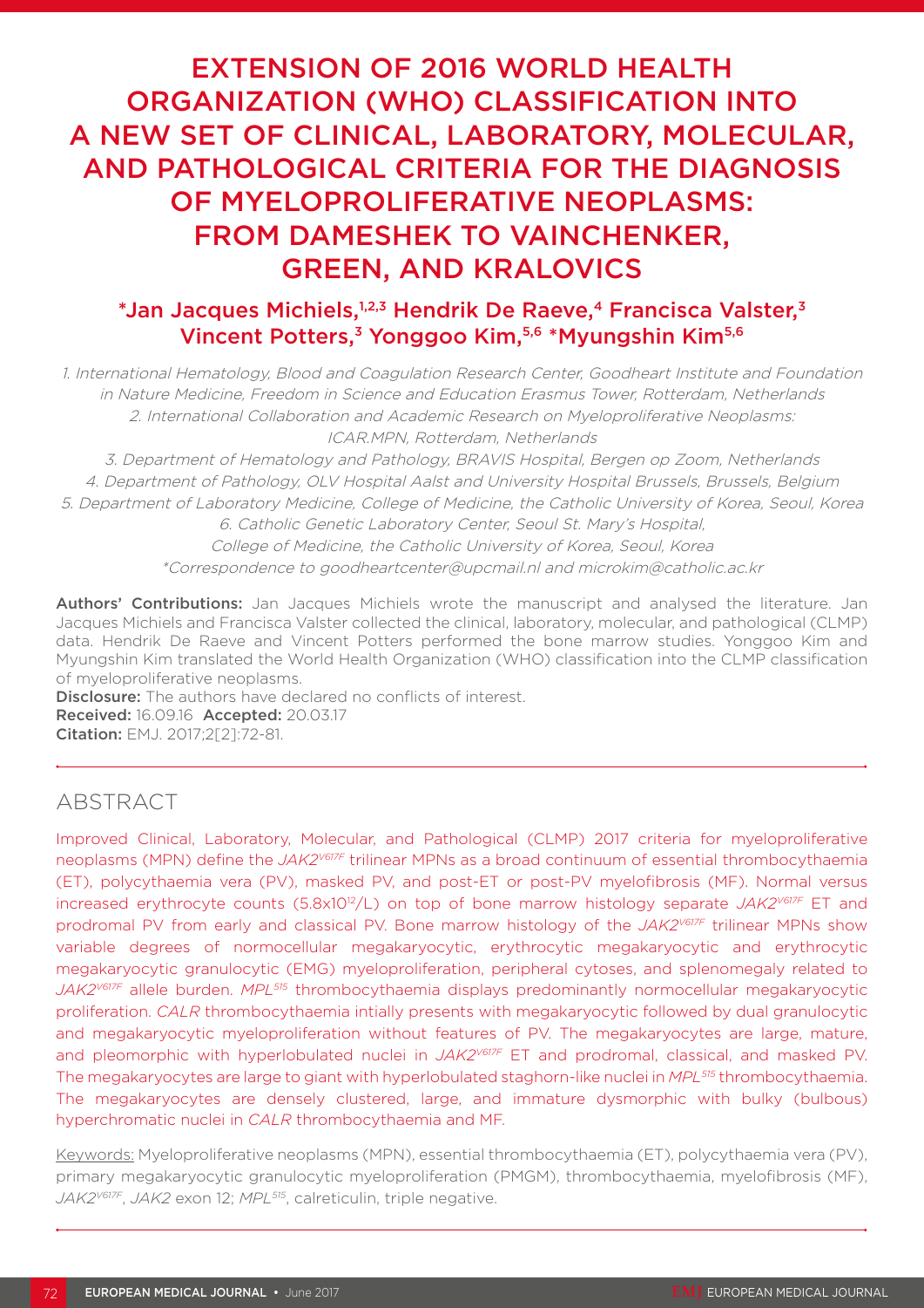# EXTENSION OF 2016 WORLD HEALTH ORGANIZATION (WHO) CLASSIFICATION INTO A NEW SET OF CLINICAL, LABORATORY, MOLECULAR, AND PATHOLOGICAL CRITERIA FOR THE DIAGNOSIS OF MYELOPROLIFERATIVE NEOPLASMS: FROM DAMESHEK TO VAINCHENKER, GREEN, AND KRALOVICS

**\*Jan Jacques Michiels,[1,2,3] Hendrik De Raeve,[4] Francisca Valster,[3] Vincent Potters,[3] Yonggoo Kim,[5,6] \*Myungshin Kim[5,6]**

1. International Hematology, Blood and Coagulation Research Center, Goodheart Institute and Foundation in Nature Medicine, Freedom in Science and Education Erasmus Tower, Rotterdam, Netherlands
2. International Collaboration and Academic Research on Myeloproliferative Neoplasms: ICAR.MPN, Rotterdam, Netherlands
3. Department of Hematology and Pathology, BRAVIS Hospital, Bergen op Zoom, Netherlands
4. Department of Pathology, OLV Hospital Aalst and University Hospital Brussels, Brussels, Belgium
5. Department of Laboratory Medicine, College of Medicine, the Catholic University of Korea, Seoul, Korea
6. Catholic Genetic Laboratory Center, Seoul St. Mary's Hospital, College of Medicine, the Catholic University of Korea, Seoul, Korea

\*Correspondence to goodheartcenter@upcmail.nl and microkim@catholic.ac.kr

**Authors' Contributions:** Jan Jacques Michiels wrote the manuscript and analysed the literature. Jan Jacques Michiels and Francisca Valster collected the clinical, laboratory, molecular, and pathological (CLMP) data. Hendrik De Raeve and Vincent Potters performed the bone marrow studies. Yonggoo Kim and Myungshin Kim translated the World Health Organization (WHO) classification into the CLMP classification of myeloproliferative neoplasms.
**Disclosure:** The authors have declared no conflicts of interest.
**Received:** 16.09.16 **Accepted:** 20.03.17
**Citation:** EMJ. 2017;2[2]:72-81.

## ABSTRACT

Improved Clinical, Laboratory, Molecular, and Pathological (CLMP) 2017 criteria for myeloproliferative neoplasms (MPN) define the *JAK2*$^{V617F}$ trilinear MPNs as a broad continuum of essential thrombocythaemia (ET), polycythaemia vera (PV), masked PV, and post-ET or post-PV myelofibrosis (MF). Normal versus increased erythrocyte counts ($5.8 \times 10^{12}$/L) on top of bone marrow histology separate *JAK2*$^{V617F}$ ET and prodromal PV from early and classical PV. Bone marrow histology of the *JAK2*$^{V617F}$ trilinear MPNs show variable degrees of normocellular megakaryocytic, erythrocytic megakaryocytic and erythrocytic megakaryocytic granulocytic (EMG) myeloproliferation, peripheral cytoses, and splenomegaly related to *JAK2*$^{V617F}$ allele burden. *MPL*$^{515}$ thrombocythaemia displays predominantly normocellular megakaryocytic proliferation. *CALR* thrombocythaemia intially presents with megakaryocytic followed by dual granulocytic and megakaryocytic myeloproliferation without features of PV. The megakaryocytes are large, mature, and pleomorphic with hyperlobulated nuclei in *JAK2*$^{V617F}$ ET and prodromal, classical, and masked PV. The megakaryocytes are large to giant with hyperlobulated staghorn-like nuclei in *MPL*$^{515}$ thrombocythaemia. The megakaryocytes are densely clustered, large, and immature dysmorphic with bulky (bulbous) hyperchromatic nuclei in *CALR* thrombocythaemia and MF.

Keywords: Myeloproliferative neoplasms (MPN), essential thrombocythaemia (ET), polycythaemia vera (PV), primary megakaryocytic granulocytic myeloproliferation (PMGM), thrombocythaemia, myelofibrosis (MF), *JAK2*$^{V617F}$, *JAK2* exon 12; *MPL*$^{515}$, calreticulin, triple negative.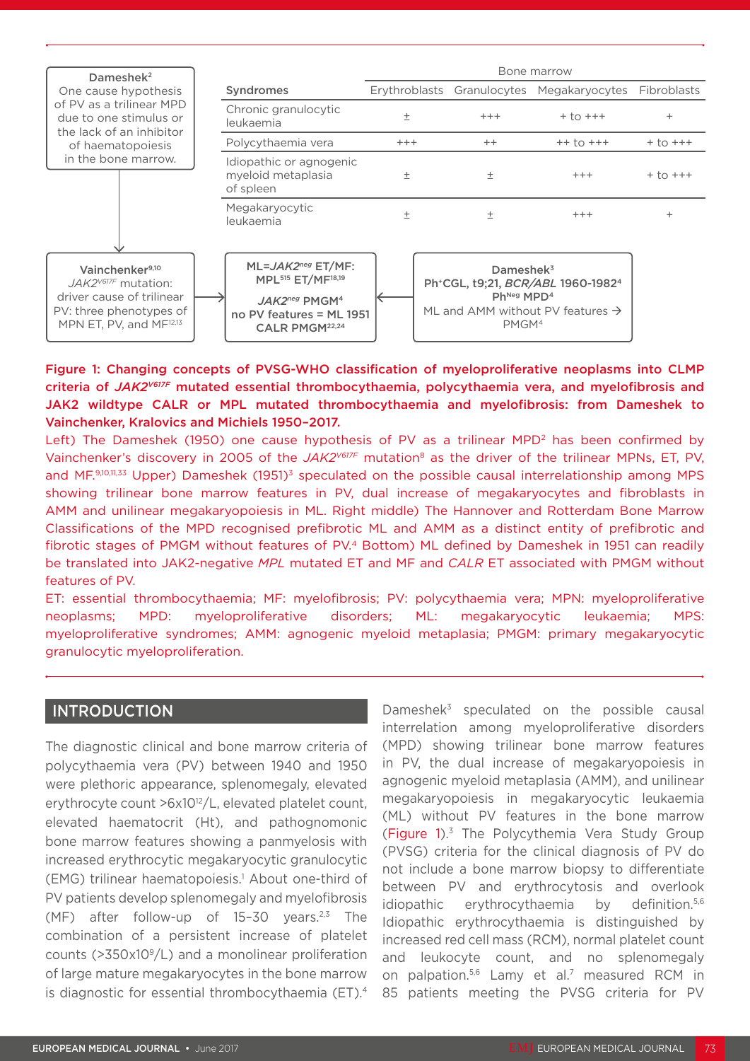Dameshek[2]
One cause hypothesis of PV as a trilinear MPD due to one stimulus or the lack of an inhibitor of haematopoiesis in the bone marrow.

| Syndromes | Bone marrow Erythroblasts | Granulocytes | Megakaryocytes | Fibroblasts |
|---|---|---|---|---|
| Chronic granulocytic leukaemia | ± | +++ | + to +++ | + |
| Polycythaemia vera | +++ | ++ | ++ to +++ | + to +++ |
| Idiopathic or agnogenic myeloid metaplasia of spleen | ± | ± | +++ | + to +++ |
| Megakaryocytic leukaemia | ± | ± | +++ | + |

Vainchenker[9,10]
*JAK2*$^{V617F}$ mutation: driver cause of trilinear PV: three phenotypes of MPN ET, PV, and MF[12,13]

ML=*JAK2*$^{neg}$ ET/MF: MPL[515] ET/MF[18,19]
*JAK2*$^{neg}$ PMGM[4]
no PV features = ML 1951
CALR PMGM[22,24]

Dameshek[3]
Ph⁺CGL, t9;21, *BCR/ABL* 1960-1982[4]
Ph$^{Neg}$ MPD[4]
ML and AMM without PV features → PMGM[4]

**Figure 1: Changing concepts of PVSG-WHO classification of myeloproliferative neoplasms into CLMP criteria of *JAK2*$^{V617F}$ mutated essential thrombocythaemia, polycythaemia vera, and myelofibrosis and JAK2 wildtype CALR or MPL mutated thrombocythaemia and myelofibrosis: from Dameshek to Vainchenker, Kralovics and Michiels 1950–2017.**

Left) The Dameshek (1950) one cause hypothesis of PV as a trilinear MPD[2] has been confirmed by Vainchenker's discovery in 2005 of the *JAK2*$^{V617F}$ mutation[8] as the driver of the trilinear MPNs, ET, PV, and MF.[9,10,11,33] Upper) Dameshek (1951)[3] speculated on the possible causal interrelationship among MPS showing trilinear bone marrow features in PV, dual increase of megakaryocytes and fibroblasts in AMM and unilinear megakaryopoiesis in ML. Right middle) The Hannover and Rotterdam Bone Marrow Classifications of the MPD recognised prefibrotic ML and AMM as a distinct entity of prefibrotic and fibrotic stages of PMGM without features of PV.[4] Bottom) ML defined by Dameshek in 1951 can readily be translated into JAK2-negative *MPL* mutated ET and MF and *CALR* ET associated with PMGM without features of PV.

ET: essential thrombocythaemia; MF: myelofibrosis; PV: polycythaemia vera; MPN: myeloproliferative neoplasms; MPD: myeloproliferative disorders; ML: megakaryocytic leukaemia; MPS: myeloproliferative syndromes; AMM: agnogenic myeloid metaplasia; PMGM: primary megakaryocytic granulocytic myeloproliferation.

## INTRODUCTION

The diagnostic clinical and bone marrow criteria of polycythaemia vera (PV) between 1940 and 1950 were plethoric appearance, splenomegaly, elevated erythrocyte count >6x10[12]/L, elevated platelet count, elevated haematocrit (Ht), and pathognomonic bone marrow features showing a panmyelosis with increased erythrocytic megakaryocytic granulocytic (EMG) trilinear haematopoiesis.[1] About one-third of PV patients develop splenomegaly and myelofibrosis (MF) after follow-up of 15–30 years.[2,3] The combination of a persistent increase of platelet counts (>350x10[9]/L) and a monolinear proliferation of large mature megakaryocytes in the bone marrow is diagnostic for essential thrombocythaemia (ET).[4] Dameshek[3] speculated on the possible causal interrelation among myeloproliferative disorders (MPD) showing trilinear bone marrow features in PV, the dual increase of megakaryopoiesis in agnogenic myeloid metaplasia (AMM), and unilinear megakaryopoiesis in megakaryocytic leukaemia (ML) without PV features in the bone marrow (Figure 1).[3] The Polycythemia Vera Study Group (PVSG) criteria for the clinical diagnosis of PV do not include a bone marrow biopsy to differentiate between PV and erythrocytosis and overlook idiopathic erythrocythaemia by definition.[5,6] Idiopathic erythrocythaemia is distinguished by increased red cell mass (RCM), normal platelet count and leukocyte count, and no splenomegaly on palpation.[5,6] Lamy et al.[7] measured RCM in 85 patients meeting the PVSG criteria for PV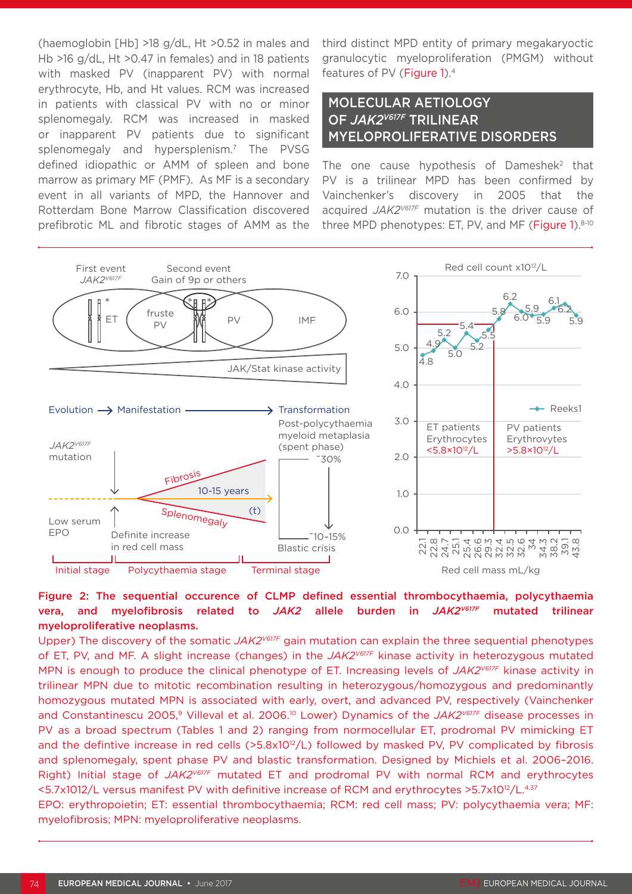(haemoglobin [Hb] >18 g/dL, Ht >0.52 in males and Hb >16 g/dL, Ht >0.47 in females) and in 18 patients with masked PV (inapparent PV) with normal erythrocyte, Hb, and Ht values. RCM was increased in patients with classical PV with no or minor splenomegaly. RCM was increased in masked or inapparent PV patients due to significant splenomegaly and hypersplenism.[7] The PVSG defined idiopathic or AMM of spleen and bone marrow as primary MF (PMF). As MF is a secondary event in all variants of MPD, the Hannover and Rotterdam Bone Marrow Classification discovered prefibrotic ML and fibrotic stages of AMM as the third distinct MPD entity of primary megakaryoctic granulocytic myeloproliferation (PMGM) without features of PV (Figure 1).[4]

## MOLECULAR AETIOLOGY OF *JAK2*$^{V617F}$ TRILINEAR MYELOPROLIFERATIVE DISORDERS

The one cause hypothesis of Dameshek[2] that PV is a trilinear MPD has been confirmed by Vainchenker's discovery in 2005 that the acquired *JAK2*$^{V617F}$ mutation is the driver cause of three MPD phenotypes: ET, PV, and MF (Figure 1).[8-10]

**Figure 2: The sequential occurence of CLMP defined essential thrombocythaemia, polycythaemia vera, and myelofibrosis related to *JAK2* allele burden in *JAK2*$^{V617F}$ mutated trilinear myeloproliferative neoplasms.**

Upper) The discovery of the somatic *JAK2*$^{V617F}$ gain mutation can explain the three sequential phenotypes of ET, PV, and MF. A slight increase (changes) in the *JAK2*$^{V617F}$ kinase activity in heterozygous mutated MPN is enough to produce the clinical phenotype of ET. Increasing levels of *JAK2*$^{V617F}$ kinase activity in trilinear MPN due to mitotic recombination resulting in heterozygous/homozygous and predominantly homozygous mutated MPN is associated with early, overt, and advanced PV, respectively (Vainchenker and Constantinescu 2005,[9] Villeval et al. 2006.[10] Lower) Dynamics of the *JAK2*$^{V617F}$ disease processes in PV as a broad spectrum (Tables 1 and 2) ranging from normocellular ET, prodromal PV mimicking ET and the defintive increase in red cells ($>5.8 \times 10^{12}$/L) followed by masked PV, PV complicated by fibrosis and splenomegaly, spent phase PV and blastic transformation. Designed by Michiels et al. 2006–2016. Right) Initial stage of *JAK2*$^{V617F}$ mutated ET and prodromal PV with normal RCM and erythrocytes <5.7x1012/L versus manifest PV with definitive increase of RCM and erythrocytes $>5.7 \times 10^{12}$/L.[4,37]

EPO: erythropoietin; ET: essential thrombocythaemia; RCM: red cell mass; PV: polycythaemia vera; MF: myelofibrosis; MPN: myeloproliferative neoplasms.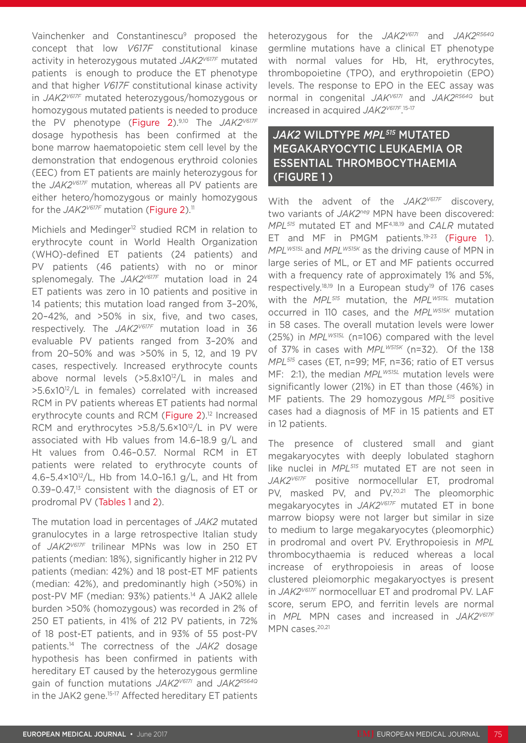Vainchenker and Constantinescu[9] proposed the concept that low *V617F* constitutional kinase activity in heterozygous mutated *JAK2*$^{V617F}$ mutated patients is enough to produce the ET phenotype and that higher *V617F* constitutional kinase activity in *JAK2*$^{V617F}$ mutated heterozygous/homozygous or homozygous mutated patients is needed to produce the PV phenotype (Figure 2).[9,10] The *JAK2*$^{V617F}$ dosage hypothesis has been confirmed at the bone marrow haematopoietic stem cell level by the demonstration that endogenous erythroid colonies (EEC) from ET patients are mainly heterozygous for the *JAK2*$^{V617F}$ mutation, whereas all PV patients are either hetero/homozygous or mainly homozygous for the *JAK2*$^{V617F}$ mutation (Figure 2).[11]

Michiels and Medinger[12] studied RCM in relation to erythrocyte count in World Health Organization (WHO)-defined ET patients (24 patients) and PV patients (46 patients) with no or minor splenomegaly. The *JAK2*$^{V617F}$ mutation load in 24 ET patients was zero in 10 patients and positive in 14 patients; this mutation load ranged from 3–20%, 20–42%, and >50% in six, five, and two cases, respectively. The *JAK2*$^{V617F}$ mutation load in 36 evaluable PV patients ranged from 3–20% and from 20–50% and was >50% in 5, 12, and 19 PV cases, respectively. Increased erythrocyte counts above normal levels ($>5.8\times10^{12}$/L in males and $>5.6\times10^{12}$/L in females) correlated with increased RCM in PV patients whereas ET patients had normal erythrocyte counts and RCM (Figure 2).[12] Increased RCM and erythrocytes $>5.8/5.6\times10^{12}$/L in PV were associated with Hb values from 14.6–18.9 g/L and Ht values from 0.46–0.57. Normal RCM in ET patients were related to erythrocyte counts of $4.6–5.4\times10^{12}$/L, Hb from 14.0–16.1 g/L, and Ht from 0.39–0.47,[13] consistent with the diagnosis of ET or prodromal PV (Tables 1 and 2).

The mutation load in percentages of *JAK2* mutated granulocytes in a large retrospective Italian study of *JAK2*$^{V617F}$ trilinear MPNs was low in 250 ET patients (median: 18%), significantly higher in 212 PV patients (median: 42%) and 18 post-ET MF patients (median: 42%), and predominantly high (>50%) in post-PV MF (median: 93%) patients.[14] A JAK2 allele burden >50% (homozygous) was recorded in 2% of 250 ET patients, in 41% of 212 PV patients, in 72% of 18 post-ET patients, and in 93% of 55 post-PV patients.[14] The correctness of the *JAK2* dosage hypothesis has been confirmed in patients with hereditary ET caused by the heterozygous germline gain of function mutations *JAK2*$^{V617I}$ and *JAK2*$^{R564Q}$ in the JAK2 gene.[15-17] Affected hereditary ET patients heterozygous for the *JAK2*$^{V617I}$ and *JAK2*$^{R564Q}$ germline mutations have a clinical ET phenotype with normal values for Hb, Ht, erythrocytes, thrombopoietine (TPO), and erythropoietin (EPO) levels. The response to EPO in the EEC assay was normal in congenital *JAK*$^{V617I}$ and *JAK2*$^{R564Q}$ but increased in acquired *JAK2*$^{V617F}$.[15-17]

## *JAK2* WILDTYPE *MPL*$^{515}$ MUTATED MEGAKARYOCYTIC LEUKAEMIA OR ESSENTIAL THROMBOCYTHAEMIA (FIGURE 1)

With the advent of the *JAK2*$^{V617F}$ discovery, two variants of *JAK2*$^{neg}$ MPN have been discovered: *MPL*$^{515}$ mutated ET and MF[4,18,19] and *CALR* mutated ET and MF in PMGM patients.[19-23] (Figure 1). *MPL*$^{W515L}$ and *MPL*$^{W515K}$ as the driving cause of MPN in large series of ML, or ET and MF patients occurred with a frequency rate of approximately 1% and 5%, respectively.[18,19] In a European study[19] of 176 cases with the *MPL*$^{515}$ mutation, the *MPL*$^{W515L}$ mutation occurred in 110 cases, and the *MPL*$^{W515K}$ mutation in 58 cases. The overall mutation levels were lower (25%) in *MPL*$^{W515L}$ (n=106) compared with the level of 37% in cases with *MPL*$^{W515K}$ (n=32). Of the 138 *MPL*$^{515}$ cases (ET, n=99; MF, n=36; ratio of ET versus MF: 2:1), the median *MPL*$^{W515L}$ mutation levels were significantly lower (21%) in ET than those (46%) in MF patients. The 29 homozygous *MPL*$^{515}$ positive cases had a diagnosis of MF in 15 patients and ET in 12 patients.

The presence of clustered small and giant megakaryocytes with deeply lobulated staghorn like nuclei in *MPL*$^{515}$ mutated ET are not seen in *JAK2*$^{V617F}$ positive normocellular ET, prodromal PV, masked PV, and PV.[20,21] The pleomorphic megakaryocytes in *JAK2*$^{V617F}$ mutated ET in bone marrow biopsy were not larger but similar in size to medium to large megakaryocytes (pleomorphic) in prodromal and overt PV. Erythropoiesis in *MPL* thrombocythaemia is reduced whereas a local increase of erythropoiesis in areas of loose clustered pleiomorphic megakaryoctyes is present in *JAK2*$^{V617F}$ normocelluar ET and prodromal PV. LAF score, serum EPO, and ferritin levels are normal in *MPL* MPN cases and increased in *JAK2*$^{V617F}$ MPN cases.[20,21]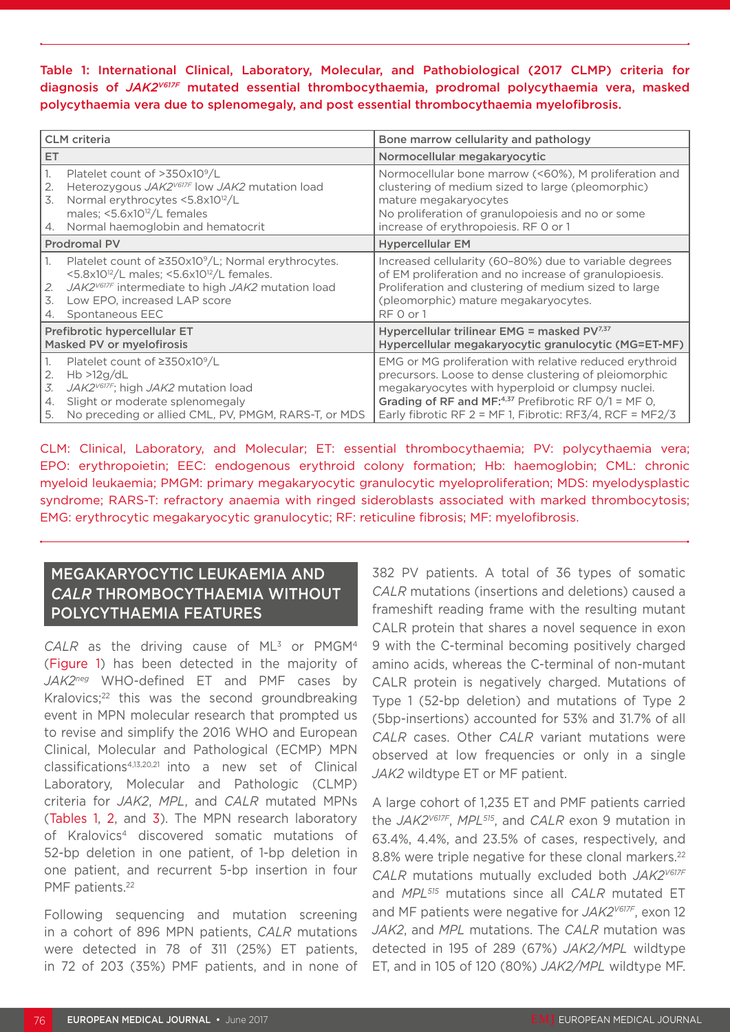**Table 1: International Clinical, Laboratory, Molecular, and Pathobiological (2017 CLMP) criteria for diagnosis of *JAK2$^{V617F}$* mutated essential thrombocythaemia, prodromal polycythaemia vera, masked polycythaemia vera due to splenomegaly, and post essential thrombocythaemia myelofibrosis.**

| CLM criteria | Bone marrow cellularity and pathology |
|---|---|
| **ET** | **Normocellular megakaryocytic** |
| 1. Platelet count of >350x10$^9$/L<br>2. Heterozygous *JAK2$^{V617F}$* low *JAK2* mutation load<br>3. Normal erythrocytes <5.8x10$^{12}$/L males; <5.6x10$^{12}$/L females<br>4. Normal haemoglobin and hematocrit | Normocellular bone marrow (<60%), M proliferation and clustering of medium sized to large (pleomorphic) mature megakaryocytes<br>No proliferation of granulopoiesis and no or some increase of erythropoiesis. RF 0 or 1 |
| **Prodromal PV** | **Hypercellular EM** |
| 1. Platelet count of ≥350x10$^9$/L; Normal erythrocytes. <5.8x10$^{12}$/L males; <5.6x10$^{12}$/L females.<br>2. *JAK2$^{V617F}$* intermediate to high *JAK2* mutation load<br>3. Low EPO, increased LAP score<br>4. Spontaneous EEC | Increased cellularity (60–80%) due to variable degrees of EM proliferation and no increase of granulopoiesis. Proliferation and clustering of medium sized to large (pleomorphic) mature megakaryocytes.<br>RF 0 or 1 |
| **Prefibrotic hypercellular ET<br>Masked PV or myelofibrosis** | **Hypercellular trilinear EMG = masked PV[7,37]<br>Hypercellular megakaryocytic granulocytic (MG=ET-MF)** |
| 1. Platelet count of ≥350x10$^9$/L<br>2. Hb >12g/dL<br>3. *JAK2$^{V617F}$*; high *JAK2* mutation load<br>4. Slight or moderate splenomegaly<br>5. No preceding or allied CML, PV, PMGM, RARS-T, or MDS | EMG or MG proliferation with relative reduced erythroid precursors. Loose to dense clustering of pleiomorphic megakaryocytes with hyperploid or clumpsy nuclei.<br>**Grading of RF and MF:[4,37]** Prefibrotic RF 0/1 = MF 0, Early fibrotic RF 2 = MF 1, Fibrotic: RF3/4, RCF = MF2/3 |

CLM: Clinical, Laboratory, and Molecular; ET: essential thrombocythaemia; PV: polycythaemia vera; EPO: erythropoietin; EEC: endogenous erythroid colony formation; Hb: haemoglobin; CML: chronic myeloid leukaemia; PMGM: primary megakaryocytic granulocytic myeloproliferation; MDS: myelodysplastic syndrome; RARS-T: refractory anaemia with ringed sideroblasts associated with marked thrombocytosis; EMG: erythrocytic megakaryocytic granulocytic; RF: reticuline fibrosis; MF: myelofibrosis.

## MEGAKARYOCYTIC LEUKAEMIA AND *CALR* THROMBOCYTHAEMIA WITHOUT POLYCYTHAEMIA FEATURES

*CALR* as the driving cause of ML[3] or PMGM[4] (Figure 1) has been detected in the majority of *JAK2$^{neg}$* WHO-defined ET and PMF cases by Kralovics;[22] this was the second groundbreaking event in MPN molecular research that prompted us to revise and simplify the 2016 WHO and European Clinical, Molecular and Pathological (ECMP) MPN classifications[4,13,20,21] into a new set of Clinical Laboratory, Molecular and Pathologic (CLMP) criteria for *JAK2*, *MPL*, and *CALR* mutated MPNs (Tables 1, 2, and 3). The MPN research laboratory of Kralovics[4] discovered somatic mutations of 52-bp deletion in one patient, of 1-bp deletion in one patient, and recurrent 5-bp insertion in four PMF patients.[22]

Following sequencing and mutation screening in a cohort of 896 MPN patients, *CALR* mutations were detected in 78 of 311 (25%) ET patients, in 72 of 203 (35%) PMF patients, and in none of 382 PV patients. A total of 36 types of somatic *CALR* mutations (insertions and deletions) caused a frameshift reading frame with the resulting mutant CALR protein that shares a novel sequence in exon 9 with the C-terminal becoming positively charged amino acids, whereas the C-terminal of non-mutant CALR protein is negatively charged. Mutations of Type 1 (52-bp deletion) and mutations of Type 2 (5bp-insertions) accounted for 53% and 31.7% of all *CALR* cases. Other *CALR* variant mutations were observed at low frequencies or only in a single *JAK2* wildtype ET or MF patient.

A large cohort of 1,235 ET and PMF patients carried the *JAK2$^{V617F}$*, *MPL$^{515}$*, and *CALR* exon 9 mutation in 63.4%, 4.4%, and 23.5% of cases, respectively, and 8.8% were triple negative for these clonal markers.[22] *CALR* mutations mutually excluded both *JAK2$^{V617F}$* and *MPL$^{515}$* mutations since all *CALR* mutated ET and MF patients were negative for *JAK2$^{V617F}$*, exon 12 *JAK2*, and *MPL* mutations. The *CALR* mutation was detected in 195 of 289 (67%) *JAK2/MPL* wildtype ET, and in 105 of 120 (80%) *JAK2/MPL* wildtype MF.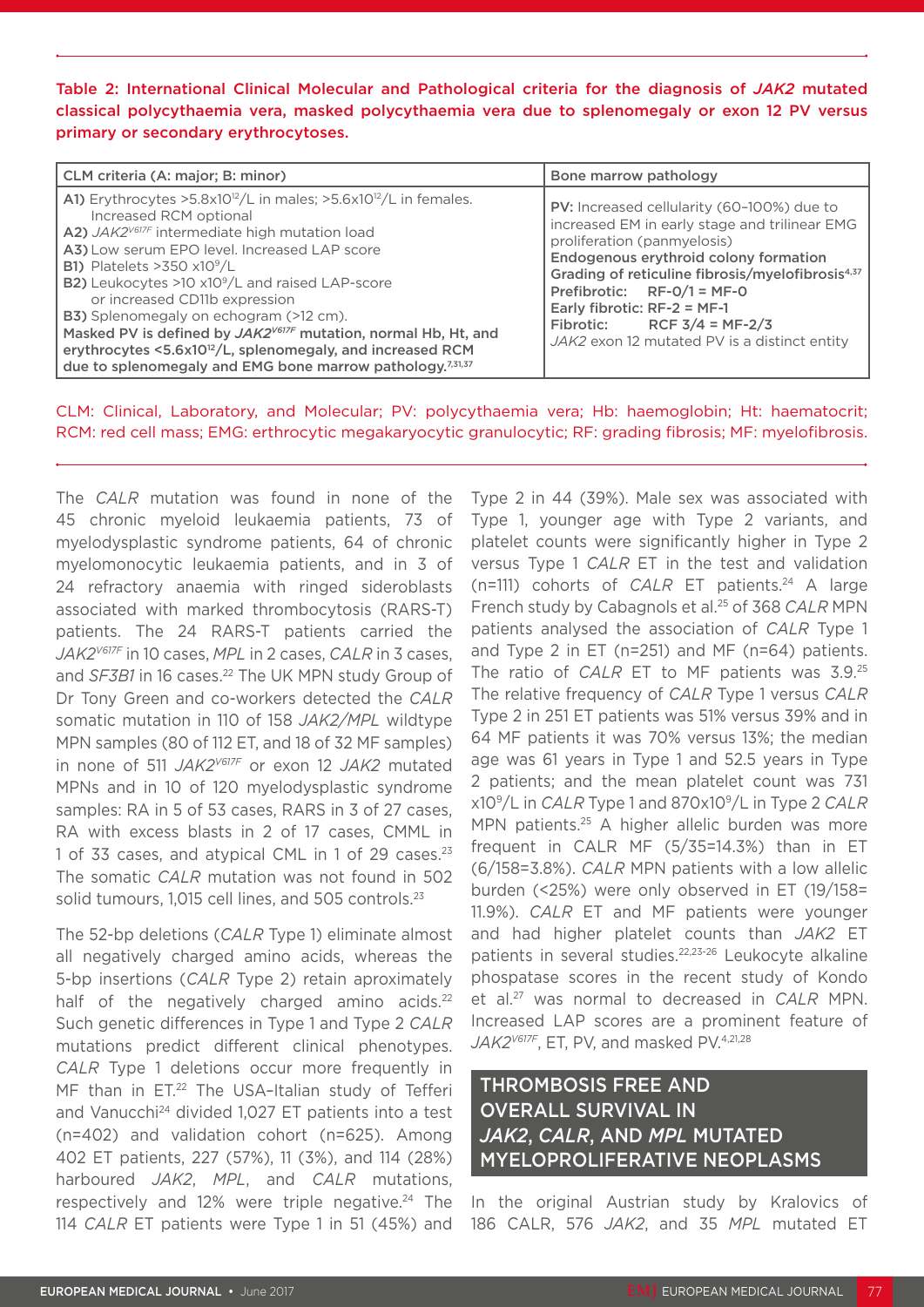**Table 2: International Clinical Molecular and Pathological criteria for the diagnosis of *JAK2* mutated classical polycythaemia vera, masked polycythaemia vera due to splenomegaly or exon 12 PV versus primary or secondary erythrocytoses.**

| CLM criteria (A: major; B: minor) | Bone marrow pathology |
|---|---|
| A1) Erythrocytes $>5.8\times10^{12}$/L in males; $>5.6\times10^{12}$/L in females. Increased RCM optional<br>A2) *JAK2*$^{V617F}$ intermediate high mutation load<br>A3) Low serum EPO level. Increased LAP score<br>B1) Platelets $>350\times10^{9}$/L<br>B2) Leukocytes $>10\times10^{9}$/L and raised LAP-score or increased CD11b expression<br>B3) Splenomegaly on echogram (>12 cm).<br>**Masked PV is defined by *JAK2*$^{V617F}$ mutation, normal Hb, Ht, and erythrocytes $<5.6\times10^{12}$/L, splenomegaly, and increased RCM due to splenomegaly and EMG bone marrow pathology.**[7,31,37] | **PV:** Increased cellularity (60–100%) due to increased EM in early stage and trilinear EMG proliferation (panmyelosis)<br>**Endogenous erythroid colony formation**<br>**Grading of reticuline fibrosis/myelofibrosis**[4,37]<br>**Prefibrotic: RF-0/1 = MF-0**<br>**Early fibrotic: RF-2 = MF-1**<br>**Fibrotic: RCF 3/4 = MF-2/3**<br>*JAK2* exon 12 mutated PV is a distinct entity |

CLM: Clinical, Laboratory, and Molecular; PV: polycythaemia vera; Hb: haemoglobin; Ht: haematocrit; RCM: red cell mass; EMG: erthrocytic megakaryocytic granulocytic; RF: grading fibrosis; MF: myelofibrosis.

The *CALR* mutation was found in none of the 45 chronic myeloid leukaemia patients, 73 of myelodysplastic syndrome patients, 64 of chronic myelomonocytic leukaemia patients, and in 3 of 24 refractory anaemia with ringed sideroblasts associated with marked thrombocytosis (RARS-T) patients. The 24 RARS-T patients carried the *JAK2*$^{V617F}$ in 10 cases, *MPL* in 2 cases, *CALR* in 3 cases, and *SF3B1* in 16 cases.[22] The UK MPN study Group of Dr Tony Green and co-workers detected the *CALR* somatic mutation in 110 of 158 *JAK2/MPL* wildtype MPN samples (80 of 112 ET, and 18 of 32 MF samples) in none of 511 *JAK2*$^{V617F}$ or exon 12 *JAK2* mutated MPNs and in 10 of 120 myelodysplastic syndrome samples: RA in 5 of 53 cases, RARS in 3 of 27 cases, RA with excess blasts in 2 of 17 cases, CMML in 1 of 33 cases, and atypical CML in 1 of 29 cases.[23] The somatic *CALR* mutation was not found in 502 solid tumours, 1,015 cell lines, and 505 controls.[23]

The 52-bp deletions (*CALR* Type 1) eliminate almost all negatively charged amino acids, whereas the 5-bp insertions (*CALR* Type 2) retain aproximately half of the negatively charged amino acids.[22] Such genetic differences in Type 1 and Type 2 *CALR* mutations predict different clinical phenotypes. *CALR* Type 1 deletions occur more frequently in MF than in ET.[22] The USA–Italian study of Tefferi and Vanucchi[24] divided 1,027 ET patients into a test (n=402) and validation cohort (n=625). Among 402 ET patients, 227 (57%), 11 (3%), and 114 (28%) harboured *JAK2*, *MPL*, and *CALR* mutations, respectively and 12% were triple negative.[24] The 114 *CALR* ET patients were Type 1 in 51 (45%) and Type 2 in 44 (39%). Male sex was associated with Type 1, younger age with Type 2 variants, and platelet counts were significantly higher in Type 2 versus Type 1 *CALR* ET in the test and validation (n=111) cohorts of *CALR* ET patients.[24] A large French study by Cabagnols et al.[25] of 368 *CALR* MPN patients analysed the association of *CALR* Type 1 and Type 2 in ET (n=251) and MF (n=64) patients. The ratio of *CALR* ET to MF patients was 3.9.[25] The relative frequency of *CALR* Type 1 versus *CALR* Type 2 in 251 ET patients was 51% versus 39% and in 64 MF patients it was 70% versus 13%; the median age was 61 years in Type 1 and 52.5 years in Type 2 patients; and the mean platelet count was 731 $\times10^{9}$/L in *CALR* Type 1 and 870$\times10^{9}$/L in Type 2 *CALR* MPN patients.[25] A higher allelic burden was more frequent in CALR MF (5/35=14.3%) than in ET (6/158=3.8%). *CALR* MPN patients with a low allelic burden (<25%) were only observed in ET (19/158= 11.9%). *CALR* ET and MF patients were younger and had higher platelet counts than *JAK2* ET patients in several studies.[22,23-26] Leukocyte alkaline phospatase scores in the recent study of Kondo et al.[27] was normal to decreased in *CALR* MPN. Increased LAP scores are a prominent feature of *JAK2*$^{V617F}$, ET, PV, and masked PV.[4,21,28]

## THROMBOSIS FREE AND OVERALL SURVIVAL IN *JAK2*, *CALR*, AND *MPL* MUTATED MYELOPROLIFERATIVE NEOPLASMS

In the original Austrian study by Kralovics of 186 CALR, 576 *JAK2*, and 35 *MPL* mutated ET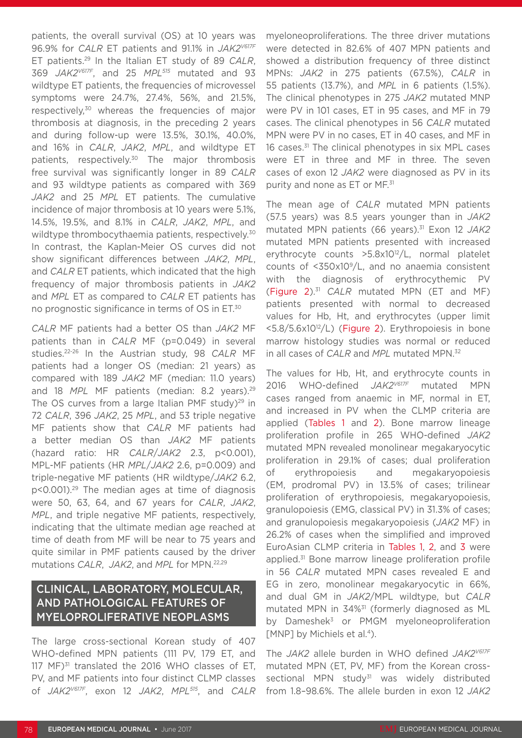patients, the overall survival (OS) at 10 years was 96.9% for *CALR* ET patients and 91.1% in $JAK2^{V617F}$ ET patients.[29] In the Italian ET study of 89 *CALR*, 369 $JAK2^{V617F}$, and 25 $MPL^{515}$ mutated and 93 wildtype ET patients, the frequencies of microvessel symptoms were 24.7%, 27.4%, 56%, and 21.5%, respectively,[30] whereas the frequencies of major thrombosis at diagnosis, in the preceding 2 years and during follow-up were 13.5%, 30.1%, 40.0%, and 16% in *CALR*, *JAK2*, *MPL*, and wildtype ET patients, respectively.[30] The major thrombosis free survival was significantly longer in 89 *CALR* and 93 wildtype patients as compared with 369 *JAK2* and 25 *MPL* ET patients. The cumulative incidence of major thrombosis at 10 years were 5.1%, 14.5%, 19.5%, and 8.1% in *CALR*, *JAK2*, *MPL*, and wildtype thrombocythaemia patients, respectively.[30] In contrast, the Kaplan-Meier OS curves did not show significant differences between *JAK2*, *MPL*, and *CALR* ET patients, which indicated that the high frequency of major thrombosis patients in *JAK2* and *MPL* ET as compared to *CALR* ET patients has no prognostic significance in terms of OS in ET.[30]

*CALR* MF patients had a better OS than *JAK2* MF patients than in *CALR* MF (p=0.049) in several studies.[22-26] In the Austrian study, 98 *CALR* MF patients had a longer OS (median: 21 years) as compared with 189 *JAK2* MF (median: 11.0 years) and 18 *MPL* MF patients (median: 8.2 years).[29] The OS curves from a large Italian PMF study)[29] in 72 *CALR*, 396 *JAK2*, 25 *MPL*, and 53 triple negative MF patients show that *CALR* MF patients had a better median OS than *JAK2* MF patients (hazard ratio: HR *CALR*/*JAK2* 2.3, p<0.001), MPL-MF patients (HR *MPL*/*JAK2* 2.6, p=0.009) and triple-negative MF patients (HR wildtype/*JAK2* 6.2, p<0.001).[29] The median ages at time of diagnosis were 50, 63, 64, and 67 years for *CALR*, *JAK2*, *MPL*, and triple negative MF patients, respectively, indicating that the ultimate median age reached at time of death from MF will be near to 75 years and quite similar in PMF patients caused by the driver mutations *CALR*, *JAK2*, and *MPL* for MPN.[22,29]

## CLINICAL, LABORATORY, MOLECULAR, AND PATHOLOGICAL FEATURES OF MYELOPROLIFERATIVE NEOPLASMS

The large cross-sectional Korean study of 407 WHO-defined MPN patients (111 PV, 179 ET, and 117 MF)[31] translated the 2016 WHO classes of ET, PV, and MF patients into four distinct CLMP classes of $JAK2^{V617F}$, exon 12 *JAK2*, $MPL^{515}$, and *CALR* myeloneoproliferations. The three driver mutations were detected in 82.6% of 407 MPN patients and showed a distribution frequency of three distinct MPNs: *JAK2* in 275 patients (67.5%), *CALR* in 55 patients (13.7%), and *MPL* in 6 patients (1.5%). The clinical phenotypes in 275 *JAK2* mutated MNP were PV in 101 cases, ET in 95 cases, and MF in 79 cases. The clinical phenotypes in 56 *CALR* mutated MPN were PV in no cases, ET in 40 cases, and MF in 16 cases.[31] The clinical phenotypes in six MPL cases were ET in three and MF in three. The seven cases of exon 12 *JAK2* were diagnosed as PV in its purity and none as ET or MF.[31]

The mean age of *CALR* mutated MPN patients (57.5 years) was 8.5 years younger than in *JAK2* mutated MPN patients (66 years).[31] Exon 12 *JAK2* mutated MPN patients presented with increased erythrocyte counts $>5.8\times10^{12}$/L, normal platelet counts of $<350\times10^{9}$/L, and no anaemia consistent with the diagnosis of erythrocythemic PV (Figure 2).[31] *CALR* mutated MPN (ET and MF) patients presented with normal to decreased values for Hb, Ht, and erythrocytes (upper limit $<5.8/5.6\times10^{12}$/L) (Figure 2). Erythropoiesis in bone marrow histology studies was normal or reduced in all cases of *CALR* and *MPL* mutated MPN.[32]

The values for Hb, Ht, and erythrocyte counts in 2016 WHO-defined $JAK2^{V617F}$ mutated MPN cases ranged from anaemic in MF, normal in ET, and increased in PV when the CLMP criteria are applied (Tables 1 and 2). Bone marrow lineage proliferation profile in 265 WHO-defined *JAK2* mutated MPN revealed monolinear megakaryocytic proliferation in 29.1% of cases; dual proliferation of erythropoiesis and megakaryopoiesis (EM, prodromal PV) in 13.5% of cases; trilinear proliferation of erythropoiesis, megakaryopoiesis, granulopoiesis (EMG, classical PV) in 31.3% of cases; and granulopoiesis megakaryopoiesis (*JAK2* MF) in 26.2% of cases when the simplified and improved EuroAsian CLMP criteria in Tables 1, 2, and 3 were applied.[31] Bone marrow lineage proliferation profile in 56 *CALR* mutated MPN cases revealed E and EG in zero, monolinear megakaryocytic in 66%, and dual GM in *JAK2*/MPL wildtype, but *CALR* mutated MPN in 34%[31] (formerly diagnosed as ML by Dameshek[3] or PMGM myeloneoproliferation [MNP] by Michiels et al.[4]).

The *JAK2* allele burden in WHO defined $JAK2^{V617F}$ mutated MPN (ET, PV, MF) from the Korean cross-sectional MPN study[31] was widely distributed from 1.8–98.6%. The allele burden in exon 12 *JAK2*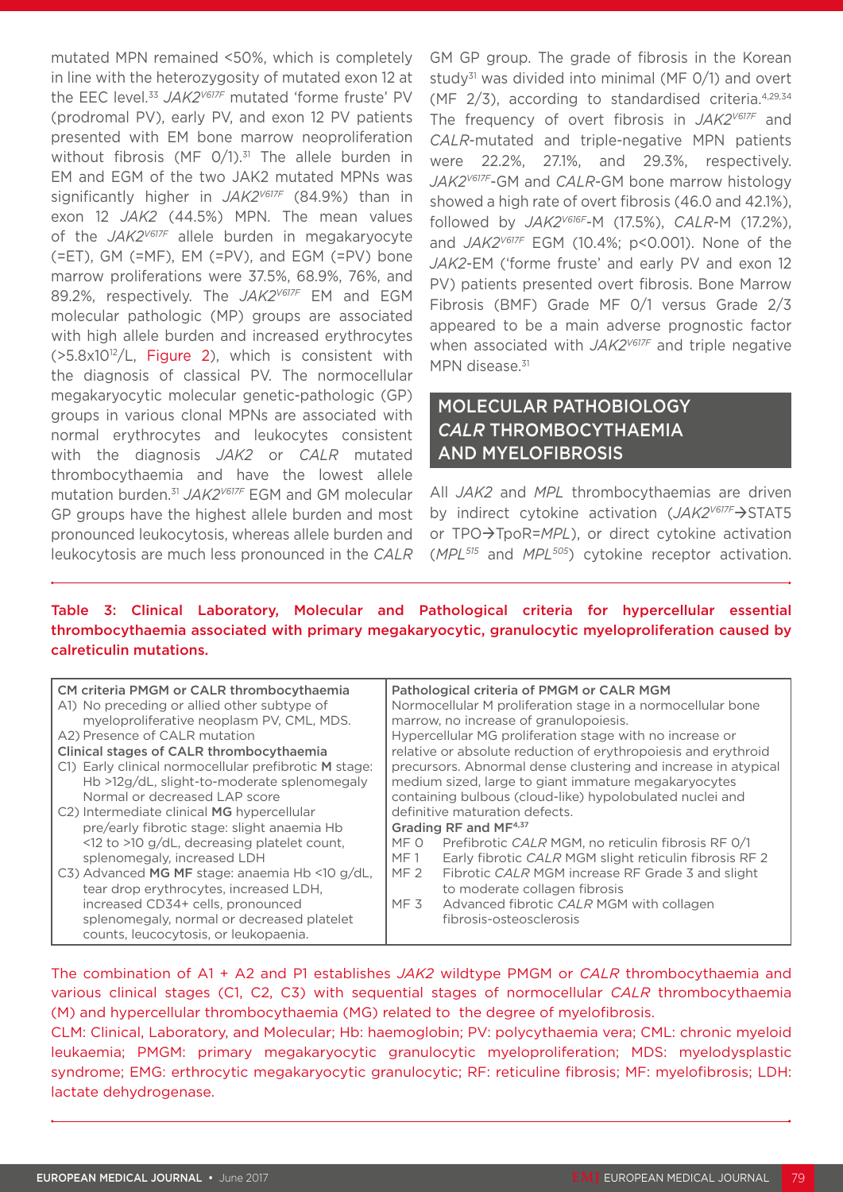mutated MPN remained <50%, which is completely in line with the heterozygosity of mutated exon 12 at the EEC level.[33] *JAK2*$^{V617F}$ mutated 'forme fruste' PV (prodromal PV), early PV, and exon 12 PV patients presented with EM bone marrow neoproliferation without fibrosis (MF 0/1).[31] The allele burden in EM and EGM of the two JAK2 mutated MPNs was significantly higher in *JAK2*$^{V617F}$ (84.9%) than in exon 12 *JAK2* (44.5%) MPN. The mean values of the *JAK2*$^{V617F}$ allele burden in megakaryocyte (=ET), GM (=MF), EM (=PV), and EGM (=PV) bone marrow proliferations were 37.5%, 68.9%, 76%, and 89.2%, respectively. The *JAK2*$^{V617F}$ EM and EGM molecular pathologic (MP) groups are associated with high allele burden and increased erythrocytes ($>5.8\times10^{12}$/L, Figure 2), which is consistent with the diagnosis of classical PV. The normocellular megakaryocytic molecular genetic-pathologic (GP) groups in various clonal MPNs are associated with normal erythrocytes and leukocytes consistent with the diagnosis *JAK2* or *CALR* mutated thrombocythaemia and have the lowest allele mutation burden.[31] *JAK2*$^{V617F}$ EGM and GM molecular GP groups have the highest allele burden and most pronounced leukocytosis, whereas allele burden and leukocytosis are much less pronounced in the *CALR* GM GP group. The grade of fibrosis in the Korean study[31] was divided into minimal (MF 0/1) and overt (MF 2/3), according to standardised criteria.[4,29,34] The frequency of overt fibrosis in *JAK2*$^{V617F}$ and *CALR*-mutated and triple-negative MPN patients were 22.2%, 27.1%, and 29.3%, respectively. *JAK2*$^{V617F}$-GM and *CALR*-GM bone marrow histology showed a high rate of overt fibrosis (46.0 and 42.1%), followed by *JAK2*$^{V616F}$-M (17.5%), *CALR*-M (17.2%), and *JAK2*$^{V617F}$ EGM (10.4%; p<0.001). None of the *JAK2*-EM ('forme fruste' and early PV and exon 12 PV) patients presented overt fibrosis. Bone Marrow Fibrosis (BMF) Grade MF 0/1 versus Grade 2/3 appeared to be a main adverse prognostic factor when associated with *JAK2*$^{V617F}$ and triple negative MPN disease.[31]

## MOLECULAR PATHOBIOLOGY *CALR* THROMBOCYTHAEMIA AND MYELOFIBROSIS

All *JAK2* and *MPL* thrombocythaemias are driven by indirect cytokine activation (*JAK2*$^{V617F}$→STAT5 or TPO→TpoR=*MPL*), or direct cytokine activation (*MPL*$^{515}$ and *MPL*$^{505}$) cytokine receptor activation.

**Table 3: Clinical Laboratory, Molecular and Pathological criteria for hypercellular essential thrombocythaemia associated with primary megakaryocytic, granulocytic myeloproliferation caused by calreticulin mutations.**

| CM criteria PMGM or CALR thrombocythaemia | Pathological criteria of PMGM or CALR MGM |
|---|---|
| A1) No preceding or allied other subtype of myeloproliferative neoplasm PV, CML, MDS.<br>A2) Presence of CALR mutation | Normocellular M proliferation stage in a normocellular bone marrow, no increase of granulopoiesis.<br>Hypercellular MG proliferation stage with no increase or relative or absolute reduction of erythropoiesis and erythroid precursors. Abnormal dense clustering and increase in atypical medium sized, large to giant immature megakaryocytes containing bulbous (cloud-like) hypolobulated nuclei and definitive maturation defects. |
| **Clinical stages of CALR thrombocythaemia**<br>C1) Early clinical normocellular prefibrotic **M** stage: Hb >12g/dL, slight-to-moderate splenomegaly Normal or decreased LAP score<br>C2) Intermediate clinical **MG** hypercellular pre/early fibrotic stage: slight anaemia Hb <12 to >10 g/dL, decreasing platelet count, splenomegaly, increased LDH<br>C3) Advanced **MG MF** stage: anaemia Hb <10 g/dL, tear drop erythrocytes, increased LDH, increased CD34+ cells, pronounced splenomegaly, normal or decreased platelet counts, leucocytosis, or leukopaenia. | **Grading RF and MF**[4,37]<br>MF 0 Prefibrotic *CALR* MGM, no reticulin fibrosis RF 0/1<br>MF 1 Early fibrotic *CALR* MGM slight reticulin fibrosis RF 2<br>MF 2 Fibrotic *CALR* MGM increase RF Grade 3 and slight to moderate collagen fibrosis<br>MF 3 Advanced fibrotic *CALR* MGM with collagen fibrosis-osteosclerosis |

The combination of A1 + A2 and P1 establishes *JAK2* wildtype PMGM or *CALR* thrombocythaemia and various clinical stages (C1, C2, C3) with sequential stages of normocellular *CALR* thrombocythaemia (M) and hypercellular thrombocythaemia (MG) related to the degree of myelofibrosis.

CLM: Clinical, Laboratory, and Molecular; Hb: haemoglobin; PV: polycythaemia vera; CML: chronic myeloid leukaemia; PMGM: primary megakaryocytic granulocytic myeloproliferation; MDS: myelodysplastic syndrome; EMG: erthrocytic megakaryocytic granulocytic; RF: reticuline fibrosis; MF: myelofibrosis; LDH: lactate dehydrogenase.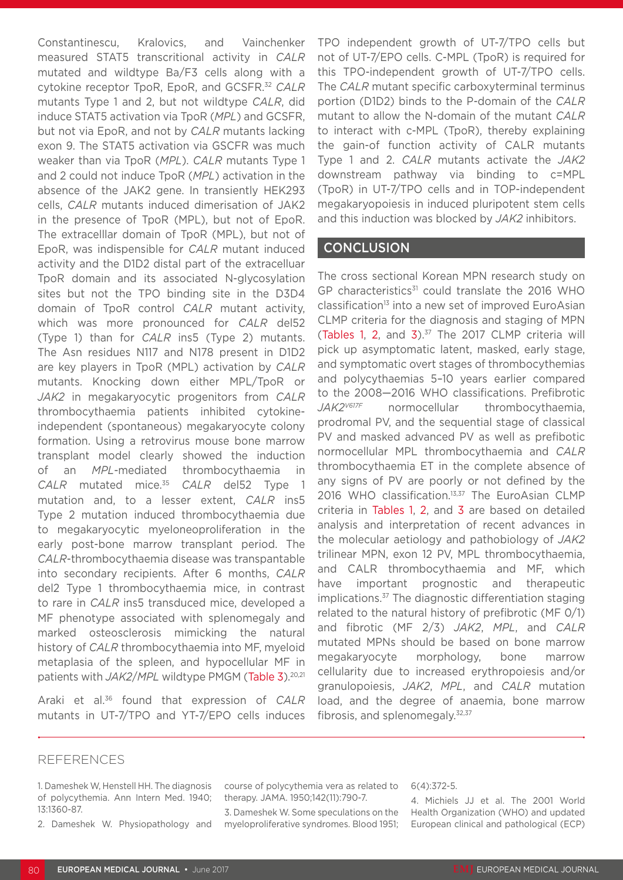Constantinescu, Kralovics, and Vainchenker measured STAT5 transcritional activity in *CALR* mutated and wildtype Ba/F3 cells along with a cytokine receptor TpoR, EpoR, and GCSFR.[32] *CALR* mutants Type 1 and 2, but not wildtype *CALR*, did induce STAT5 activation via TpoR (*MPL*) and GCSFR, but not via EpoR, and not by *CALR* mutants lacking exon 9. The STAT5 activation via GSCFR was much weaker than via TpoR (*MPL*). *CALR* mutants Type 1 and 2 could not induce TpoR (*MPL*) activation in the absence of the JAK2 gene. In transiently HEK293 cells, *CALR* mutants induced dimerisation of JAK2 in the presence of TpoR (MPL), but not of EpoR. The extracelllar domain of TpoR (MPL), but not of EpoR, was indispensible for *CALR* mutant induced activity and the D1D2 distal part of the extracelluar TpoR domain and its associated N-glycosylation sites but not the TPO binding site in the D3D4 domain of TpoR control *CALR* mutant activity, which was more pronounced for *CALR* del52 (Type 1) than for *CALR* ins5 (Type 2) mutants. The Asn residues N117 and N178 present in D1D2 are key players in TpoR (MPL) activation by *CALR* mutants. Knocking down either MPL/TpoR or *JAK2* in megakaryocytic progenitors from *CALR* thrombocythaemia patients inhibited cytokine-independent (spontaneous) megakaryocyte colony formation. Using a retrovirus mouse bone marrow transplant model clearly showed the induction of an *MPL*-mediated thrombocythaemia in *CALR* mutated mice.[35] *CALR* del52 Type 1 mutation and, to a lesser extent, *CALR* ins5 Type 2 mutation induced thrombocythaemia due to megakaryocytic myeloneoproliferation in the early post-bone marrow transplant period. The *CALR*-thrombocythaemia disease was transpantable into secondary recipients. After 6 months, *CALR* del2 Type 1 thrombocythaemia mice, in contrast to rare in *CALR* ins5 transduced mice, developed a MF phenotype associated with splenomegaly and marked osteosclerosis mimicking the natural history of *CALR* thrombocythaemia into MF, myeloid metaplasia of the spleen, and hypocellular MF in patients with *JAK2/MPL* wildtype PMGM (Table 3).[20,21]

Araki et al.[36] found that expression of *CALR* mutants in UT-7/TPO and YT-7/EPO cells induces TPO independent growth of UT-7/TPO cells but not of UT-7/EPO cells. C-MPL (TpoR) is required for this TPO-independent growth of UT-7/TPO cells. The *CALR* mutant specific carboxyterminal terminus portion (D1D2) binds to the P-domain of the *CALR* mutant to allow the N-domain of the mutant *CALR* to interact with c-MPL (TpoR), thereby explaining the gain-of function activity of CALR mutants Type 1 and 2. *CALR* mutants activate the *JAK2* downstream pathway via binding to c=MPL (TpoR) in UT-7/TPO cells and in TOP-independent megakaryopoiesis in induced pluripotent stem cells and this induction was blocked by *JAK2* inhibitors.

## CONCLUSION

The cross sectional Korean MPN research study on GP characteristics[31] could translate the 2016 WHO classification[13] into a new set of improved EuroAsian CLMP criteria for the diagnosis and staging of MPN (Tables 1, 2, and 3).[37] The 2017 CLMP criteria will pick up asymptomatic latent, masked, early stage, and symptomatic overt stages of thrombocythemias and polycythaemias 5–10 years earlier compared to the 2008–2016 WHO classifications. Prefibrotic *JAK2*$^{V617F}$ normocellular thrombocythaemia, prodromal PV, and the sequential stage of classical PV and masked advanced PV as well as prefibotic normocellular MPL thrombocythaemia and *CALR* thrombocythaemia ET in the complete absence of any signs of PV are poorly or not defined by the 2016 WHO classification.[13,37] The EuroAsian CLMP criteria in Tables 1, 2, and 3 are based on detailed analysis and interpretation of recent advances in the molecular aetiology and pathobiology of *JAK2* trilinear MPN, exon 12 PV, MPL thrombocythaemia, and CALR thrombocythaemia and MF, which have important prognostic and therapeutic implications.[37] The diagnostic differentiation staging related to the natural history of prefibrotic (MF 0/1) and fibrotic (MF 2/3) *JAK2*, *MPL*, and *CALR* mutated MPNs should be based on bone marrow megakaryocyte morphology, bone marrow cellularity due to increased erythropoiesis and/or granulopoiesis, *JAK2*, *MPL*, and *CALR* mutation load, and the degree of anaemia, bone marrow fibrosis, and splenomegaly.[32,37]

## REFERENCES

1. Dameshek W, Henstell HH. The diagnosis of polycythemia. Ann Intern Med. 1940; 13:1360-87.

2. Dameshek W. Physiopathology and course of polycythemia vera as related to therapy. JAMA. 1950;142(11):790-7.

3. Dameshek W. Some speculations on the myeloproliferative syndromes. Blood 1951; 6(4):372-5.

4. Michiels JJ et al. The 2001 World Health Organization (WHO) and updated European clinical and pathological (ECP)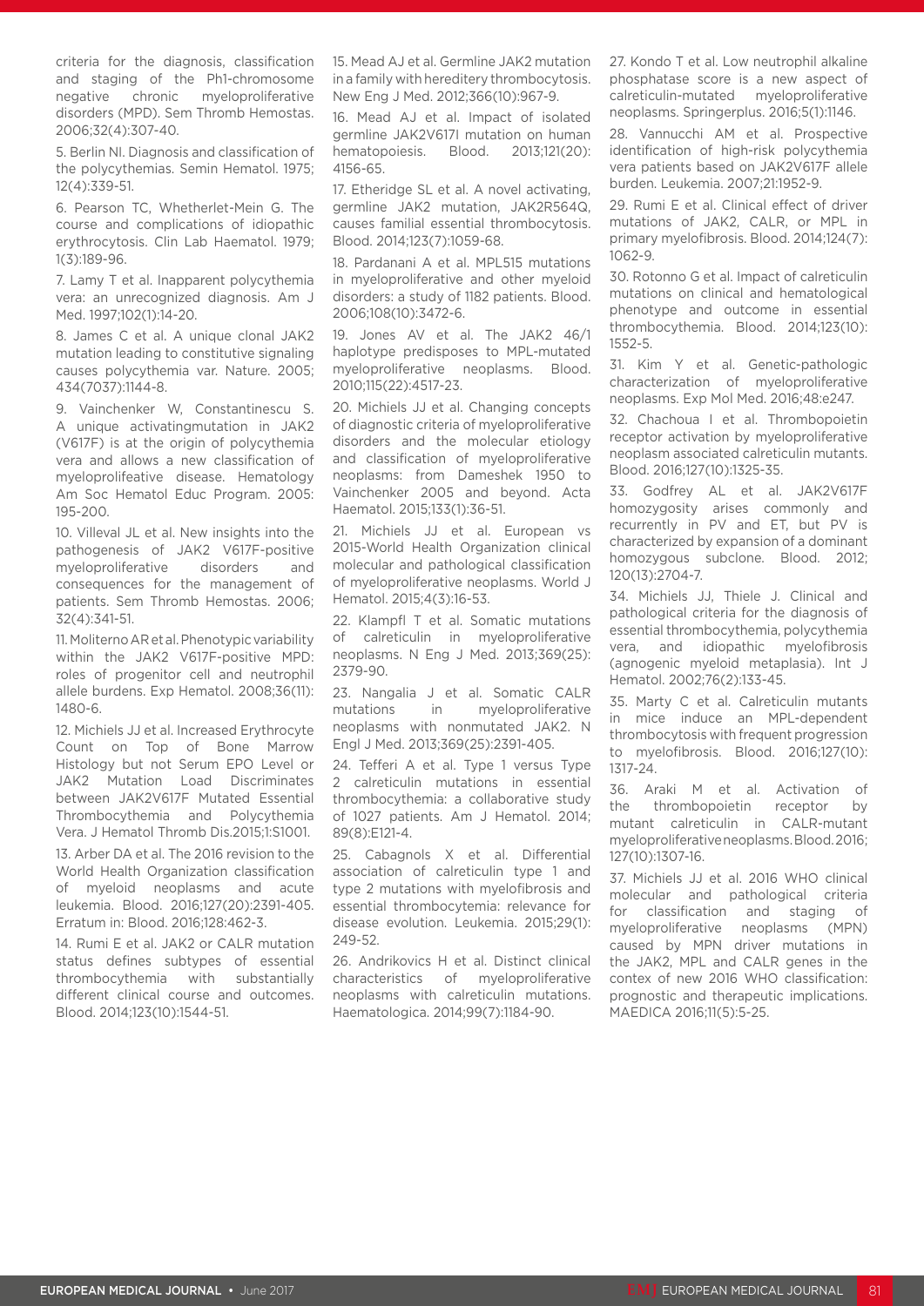criteria for the diagnosis, classification and staging of the Ph1-chromosome negative chronic myeloproliferative disorders (MPD). Sem Thromb Hemostas. 2006;32(4):307-40.

5. Berlin NI. Diagnosis and classification of the polycythemias. Semin Hematol. 1975; 12(4):339-51.

6. Pearson TC, Whetherlet-Mein G. The course and complications of idiopathic erythrocytosis. Clin Lab Haematol. 1979; 1(3):189-96.

7. Lamy T et al. Inapparent polycythemia vera: an unrecognized diagnosis. Am J Med. 1997;102(1):14-20.

8. James C et al. A unique clonal JAK2 mutation leading to constitutive signaling causes polycythemia var. Nature. 2005; 434(7037):1144-8.

9. Vainchenker W, Constantinescu S. A unique activatingmutation in JAK2 (V617F) is at the origin of polycythemia vera and allows a new classification of myeloprolifeative disease. Hematology Am Soc Hematol Educ Program. 2005: 195-200.

10. Villeval JL et al. New insights into the pathogenesis of JAK2 V617F-positive myeloproliferative disorders and consequences for the management of patients. Sem Thromb Hemostas. 2006; 32(4):341-51.

11. Moliterno AR et al. Phenotypic variability within the JAK2 V617F-positive MPD: roles of progenitor cell and neutrophil allele burdens. Exp Hematol. 2008;36(11): 1480-6.

12. Michiels JJ et al. Increased Erythrocyte Count on Top of Bone Marrow Histology but not Serum EPO Level or JAK2 Mutation Load Discriminates between JAK2V617F Mutated Essential Thrombocythemia and Polycythemia Vera. J Hematol Thromb Dis.2015;1:S1001.

13. Arber DA et al. The 2016 revision to the World Health Organization classification of myeloid neoplasms and acute leukemia. Blood. 2016;127(20):2391-405. Erratum in: Blood. 2016;128:462-3.

14. Rumi E et al. JAK2 or CALR mutation status defines subtypes of essential thrombocythemia with substantially different clinical course and outcomes. Blood. 2014;123(10):1544-51.

15. Mead AJ et al. Germline JAK2 mutation in a family with hereditery thrombocytosis. New Eng J Med. 2012;366(10):967-9.

16. Mead AJ et al. Impact of isolated germline JAK2V617I mutation on human hematopoiesis. Blood. 2013;121(20): 4156-65.

17. Etheridge SL et al. A novel activating, germline JAK2 mutation, JAK2R564Q, causes familial essential thrombocytosis. Blood. 2014;123(7):1059-68.

18. Pardanani A et al. MPL515 mutations in myeloproliferative and other myeloid disorders: a study of 1182 patients. Blood. 2006;108(10):3472-6.

19. Jones AV et al. The JAK2 46/1 haplotype predisposes to MPL-mutated myeloproliferative neoplasms. Blood. 2010;115(22):4517-23.

20. Michiels JJ et al. Changing concepts of diagnostic criteria of myeloproliferative disorders and the molecular etiology and classification of myeloproliferative neoplasms: from Dameshek 1950 to Vainchenker 2005 and beyond. Acta Haematol. 2015;133(1):36-51.

21. Michiels JJ et al. European vs 2015-World Health Organization clinical molecular and pathological classification of myeloproliferative neoplasms. World J Hematol. 2015;4(3):16-53.

22. Klampfl T et al. Somatic mutations of calreticulin in myeloproliferative neoplasms. N Eng J Med. 2013;369(25): 2379-90.

23. Nangalia J et al. Somatic CALR mutations in myeloproliferative neoplasms with nonmutated JAK2. N Engl J Med. 2013;369(25):2391-405.

24. Tefferi A et al. Type 1 versus Type 2 calreticulin mutations in essential thrombocythemia: a collaborative study of 1027 patients. Am J Hematol. 2014; 89(8):E121-4.

25. Cabagnols X et al. Differential association of calreticulin type 1 and type 2 mutations with myelofibrosis and essential thrombocytemia: relevance for disease evolution. Leukemia. 2015;29(1): 249-52.

26. Andrikovics H et al. Distinct clinical characteristics of myeloproliferative neoplasms with calreticulin mutations. Haematologica. 2014;99(7):1184-90.

27. Kondo T et al. Low neutrophil alkaline phosphatase score is a new aspect of calreticulin-mutated myeloproliferative neoplasms. Springerplus. 2016;5(1):1146.

28. Vannucchi AM et al. Prospective identification of high-risk polycythemia vera patients based on JAK2V617F allele burden. Leukemia. 2007;21:1952-9.

29. Rumi E et al. Clinical effect of driver mutations of JAK2, CALR, or MPL in primary myelofibrosis. Blood. 2014;124(7): 1062-9.

30. Rotonno G et al. Impact of calreticulin mutations on clinical and hematological phenotype and outcome in essential thrombocythemia. Blood. 2014;123(10): 1552-5.

31. Kim Y et al. Genetic-pathologic characterization of myeloproliferative neoplasms. Exp Mol Med. 2016;48:e247.

32. Chachoua I et al. Thrombopoietin receptor activation by myeloproliferative neoplasm associated calreticulin mutants. Blood. 2016;127(10):1325-35.

33. Godfrey AL et al. JAK2V617F homozygosity arises commonly and recurrently in PV and ET, but PV is characterized by expansion of a dominant homozygous subclone. Blood. 2012; 120(13):2704-7.

34. Michiels JJ, Thiele J. Clinical and pathological criteria for the diagnosis of essential thrombocythemia, polycythemia vera, and idiopathic myelofibrosis (agnogenic myeloid metaplasia). Int J Hematol. 2002;76(2):133-45.

35. Marty C et al. Calreticulin mutants in mice induce an MPL-dependent thrombocytosis with frequent progression to myelofibrosis. Blood. 2016;127(10): 1317-24.

36. Araki M et al. Activation of the thrombopoietin receptor by mutant calreticulin in CALR-mutant myeloproliferative neoplasms. Blood. 2016; 127(10):1307-16.

37. Michiels JJ et al. 2016 WHO clinical molecular and pathological criteria for classification and staging of myeloproliferative neoplasms (MPN) caused by MPN driver mutations in the JAK2, MPL and CALR genes in the contex of new 2016 WHO classification: prognostic and therapeutic implications. MAEDICA 2016;11(5):5-25.